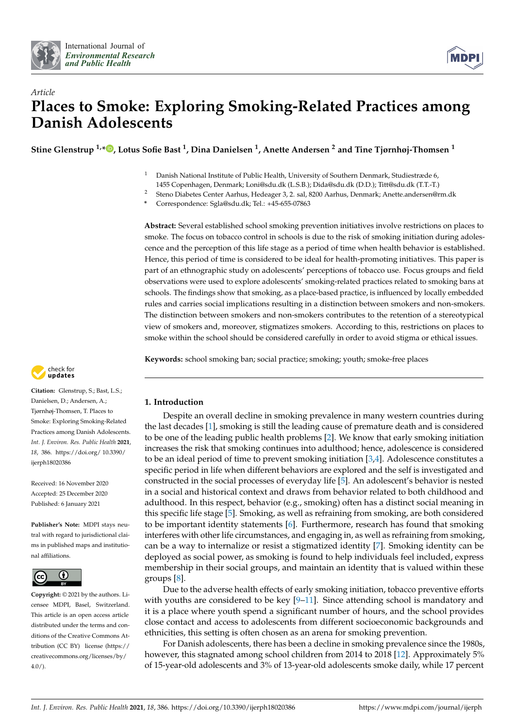International Journal of *Environmental Research and Public Health*

*Article*

# Places to Smoke: Exploring Smoking-Related Practices among Danish Adolescents

**Stine Glenstrup [1,*], Lotus Sofie Bast [1], Dina Danielsen [1], Anette Andersen [2] and Tine Tjørnhøj-Thomsen [1]**

[1] Danish National Institute of Public Health, University of Southern Denmark, Studiestræde 6, 1455 Copenhagen, Denmark; Loni@sdu.dk (L.S.B.); Dida@sdu.dk (D.D.); Titt@sdu.dk (T.T.-T.)

[2] Steno Diabetes Center Aarhus, Hedeager 3, 2. sal, 8200 Aarhus, Denmark; Anette.andersen@rm.dk

[*] Correspondence: Sgla@sdu.dk; Tel.: +45-655-07863

**Abstract:** Several established school smoking prevention initiatives involve restrictions on places to smoke. The focus on tobacco control in schools is due to the risk of smoking initiation during adolescence and the perception of this life stage as a period of time when health behavior is established. Hence, this period of time is considered to be ideal for health-promoting initiatives. This paper is part of an ethnographic study on adolescents' perceptions of tobacco use. Focus groups and field observations were used to explore adolescents' smoking-related practices related to smoking bans at schools. The findings show that smoking, as a place-based practice, is influenced by locally embedded rules and carries social implications resulting in a distinction between smokers and non-smokers. The distinction between smokers and non-smokers contributes to the retention of a stereotypical view of smokers and, moreover, stigmatizes smokers. According to this, restrictions on places to smoke within the school should be considered carefully in order to avoid stigma or ethical issues.

**Keywords:** school smoking ban; social practice; smoking; youth; smoke-free places

**Citation:** Glenstrup, S.; Bast, L.S.; Danielsen, D.; Andersen, A.; Tjørnhøj-Thomsen, T. Places to Smoke: Exploring Smoking-Related Practices among Danish Adolescents. *Int. J. Environ. Res. Public Health* **2021**, *18*, 386. https://doi.org/10.3390/ijerph18020386

Received: 16 November 2020
Accepted: 25 December 2020
Published: 6 January 2021

**Publisher's Note:** MDPI stays neutral with regard to jurisdictional claims in published maps and institutional affiliations.

**Copyright:** © 2021 by the authors. Licensee MDPI, Basel, Switzerland. This article is an open access article distributed under the terms and conditions of the Creative Commons Attribution (CC BY) license (https://creativecommons.org/licenses/by/4.0/).

## 1. Introduction

Despite an overall decline in smoking prevalence in many western countries during the last decades [1], smoking is still the leading cause of premature death and is considered to be one of the leading public health problems [2]. We know that early smoking initiation increases the risk that smoking continues into adulthood; hence, adolescence is considered to be an ideal period of time to prevent smoking initiation [3,4]. Adolescence constitutes a specific period in life when different behaviors are explored and the self is investigated and constructed in the social processes of everyday life [5]. An adolescent's behavior is nested in a social and historical context and draws from behavior related to both childhood and adulthood. In this respect, behavior (e.g., smoking) often has a distinct social meaning in this specific life stage [5]. Smoking, as well as refraining from smoking, are both considered to be important identity statements [6]. Furthermore, research has found that smoking interferes with other life circumstances, and engaging in, as well as refraining from smoking, can be a way to internalize or resist a stigmatized identity [7]. Smoking identity can be deployed as social power, as smoking is found to help individuals feel included, express membership in their social groups, and maintain an identity that is valued within these groups [8].

Due to the adverse health effects of early smoking initiation, tobacco preventive efforts with youths are considered to be key [9–11]. Since attending school is mandatory and it is a place where youth spend a significant number of hours, and the school provides close contact and access to adolescents from different socioeconomic backgrounds and ethnicities, this setting is often chosen as an arena for smoking prevention.

For Danish adolescents, there has been a decline in smoking prevalence since the 1980s, however, this stagnated among school children from 2014 to 2018 [12]. Approximately 5% of 15-year-old adolescents and 3% of 13-year-old adolescents smoke daily, while 17 percent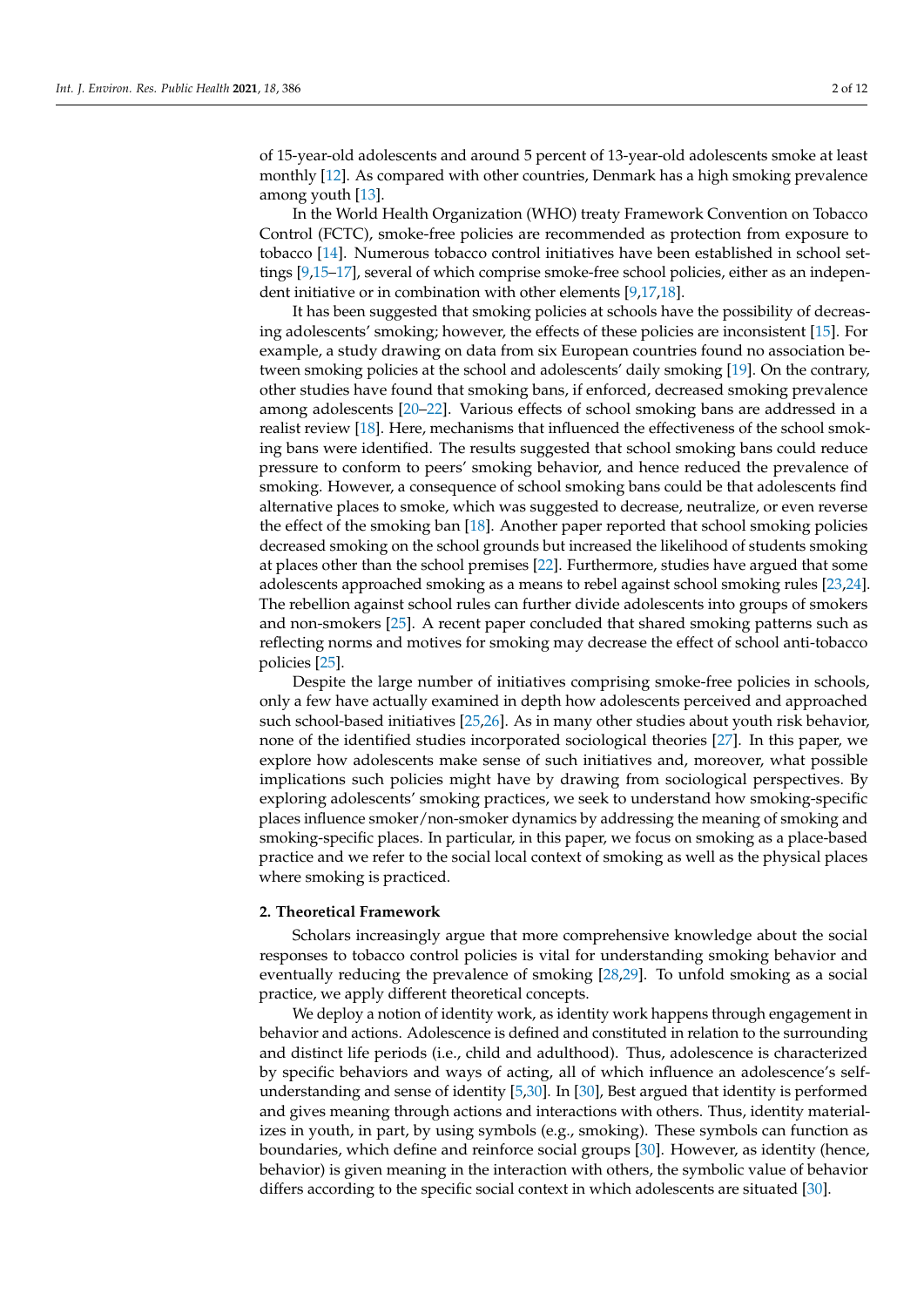of 15-year-old adolescents and around 5 percent of 13-year-old adolescents smoke at least monthly [12]. As compared with other countries, Denmark has a high smoking prevalence among youth [13].

In the World Health Organization (WHO) treaty Framework Convention on Tobacco Control (FCTC), smoke-free policies are recommended as protection from exposure to tobacco [14]. Numerous tobacco control initiatives have been established in school settings [9,15–17], several of which comprise smoke-free school policies, either as an independent initiative or in combination with other elements [9,17,18].

It has been suggested that smoking policies at schools have the possibility of decreasing adolescents' smoking; however, the effects of these policies are inconsistent [15]. For example, a study drawing on data from six European countries found no association between smoking policies at the school and adolescents' daily smoking [19]. On the contrary, other studies have found that smoking bans, if enforced, decreased smoking prevalence among adolescents [20–22]. Various effects of school smoking bans are addressed in a realist review [18]. Here, mechanisms that influenced the effectiveness of the school smoking bans were identified. The results suggested that school smoking bans could reduce pressure to conform to peers' smoking behavior, and hence reduced the prevalence of smoking. However, a consequence of school smoking bans could be that adolescents find alternative places to smoke, which was suggested to decrease, neutralize, or even reverse the effect of the smoking ban [18]. Another paper reported that school smoking policies decreased smoking on the school grounds but increased the likelihood of students smoking at places other than the school premises [22]. Furthermore, studies have argued that some adolescents approached smoking as a means to rebel against school smoking rules [23,24]. The rebellion against school rules can further divide adolescents into groups of smokers and non-smokers [25]. A recent paper concluded that shared smoking patterns such as reflecting norms and motives for smoking may decrease the effect of school anti-tobacco policies [25].

Despite the large number of initiatives comprising smoke-free policies in schools, only a few have actually examined in depth how adolescents perceived and approached such school-based initiatives [25,26]. As in many other studies about youth risk behavior, none of the identified studies incorporated sociological theories [27]. In this paper, we explore how adolescents make sense of such initiatives and, moreover, what possible implications such policies might have by drawing from sociological perspectives. By exploring adolescents' smoking practices, we seek to understand how smoking-specific places influence smoker/non-smoker dynamics by addressing the meaning of smoking and smoking-specific places. In particular, in this paper, we focus on smoking as a place-based practice and we refer to the social local context of smoking as well as the physical places where smoking is practiced.

## 2. Theoretical Framework

Scholars increasingly argue that more comprehensive knowledge about the social responses to tobacco control policies is vital for understanding smoking behavior and eventually reducing the prevalence of smoking [28,29]. To unfold smoking as a social practice, we apply different theoretical concepts.

We deploy a notion of identity work, as identity work happens through engagement in behavior and actions. Adolescence is defined and constituted in relation to the surrounding and distinct life periods (i.e., child and adulthood). Thus, adolescence is characterized by specific behaviors and ways of acting, all of which influence an adolescence's self-understanding and sense of identity [5,30]. In [30], Best argued that identity is performed and gives meaning through actions and interactions with others. Thus, identity materializes in youth, in part, by using symbols (e.g., smoking). These symbols can function as boundaries, which define and reinforce social groups [30]. However, as identity (hence, behavior) is given meaning in the interaction with others, the symbolic value of behavior differs according to the specific social context in which adolescents are situated [30].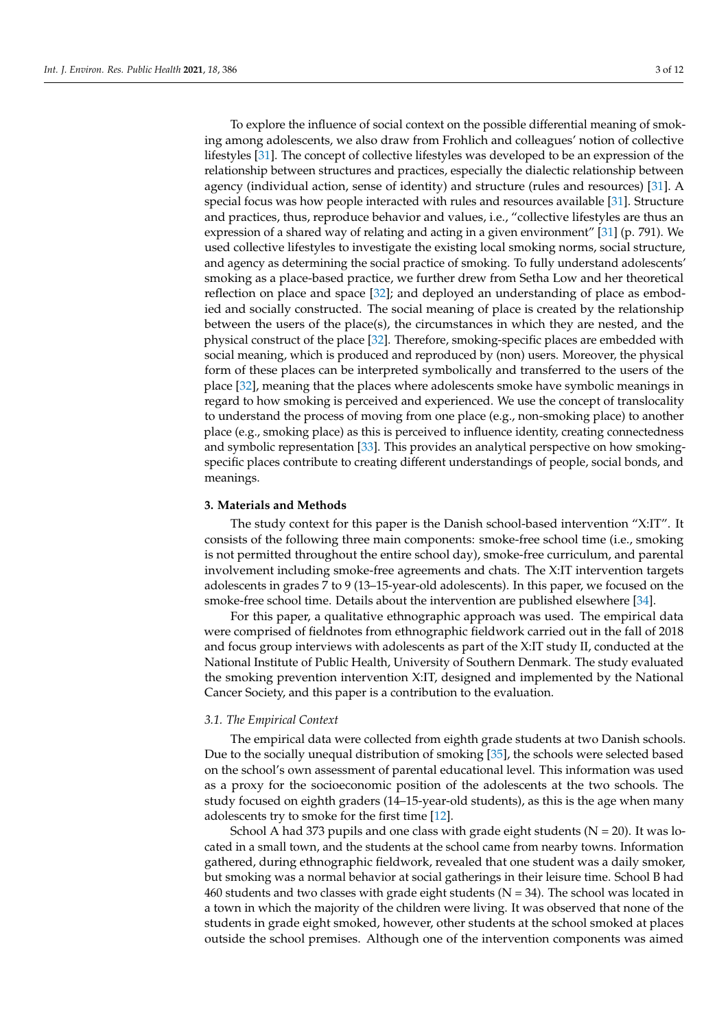To explore the influence of social context on the possible differential meaning of smoking among adolescents, we also draw from Frohlich and colleagues' notion of collective lifestyles [31]. The concept of collective lifestyles was developed to be an expression of the relationship between structures and practices, especially the dialectic relationship between agency (individual action, sense of identity) and structure (rules and resources) [31]. A special focus was how people interacted with rules and resources available [31]. Structure and practices, thus, reproduce behavior and values, i.e., "collective lifestyles are thus an expression of a shared way of relating and acting in a given environment" [31] (p. 791). We used collective lifestyles to investigate the existing local smoking norms, social structure, and agency as determining the social practice of smoking. To fully understand adolescents' smoking as a place-based practice, we further drew from Setha Low and her theoretical reflection on place and space [32]; and deployed an understanding of place as embodied and socially constructed. The social meaning of place is created by the relationship between the users of the place(s), the circumstances in which they are nested, and the physical construct of the place [32]. Therefore, smoking-specific places are embedded with social meaning, which is produced and reproduced by (non) users. Moreover, the physical form of these places can be interpreted symbolically and transferred to the users of the place [32], meaning that the places where adolescents smoke have symbolic meanings in regard to how smoking is perceived and experienced. We use the concept of translocality to understand the process of moving from one place (e.g., non-smoking place) to another place (e.g., smoking place) as this is perceived to influence identity, creating connectedness and symbolic representation [33]. This provides an analytical perspective on how smoking-specific places contribute to creating different understandings of people, social bonds, and meanings.

## 3. Materials and Methods

The study context for this paper is the Danish school-based intervention "X:IT". It consists of the following three main components: smoke-free school time (i.e., smoking is not permitted throughout the entire school day), smoke-free curriculum, and parental involvement including smoke-free agreements and chats. The X:IT intervention targets adolescents in grades 7 to 9 (13–15-year-old adolescents). In this paper, we focused on the smoke-free school time. Details about the intervention are published elsewhere [34].

For this paper, a qualitative ethnographic approach was used. The empirical data were comprised of fieldnotes from ethnographic fieldwork carried out in the fall of 2018 and focus group interviews with adolescents as part of the X:IT study II, conducted at the National Institute of Public Health, University of Southern Denmark. The study evaluated the smoking prevention intervention X:IT, designed and implemented by the National Cancer Society, and this paper is a contribution to the evaluation.

### 3.1. The Empirical Context

The empirical data were collected from eighth grade students at two Danish schools. Due to the socially unequal distribution of smoking [35], the schools were selected based on the school's own assessment of parental educational level. This information was used as a proxy for the socioeconomic position of the adolescents at the two schools. The study focused on eighth graders (14–15-year-old students), as this is the age when many adolescents try to smoke for the first time [12].

School A had 373 pupils and one class with grade eight students (N = 20). It was located in a small town, and the students at the school came from nearby towns. Information gathered, during ethnographic fieldwork, revealed that one student was a daily smoker, but smoking was a normal behavior at social gatherings in their leisure time. School B had 460 students and two classes with grade eight students (N = 34). The school was located in a town in which the majority of the children were living. It was observed that none of the students in grade eight smoked, however, other students at the school smoked at places outside the school premises. Although one of the intervention components was aimed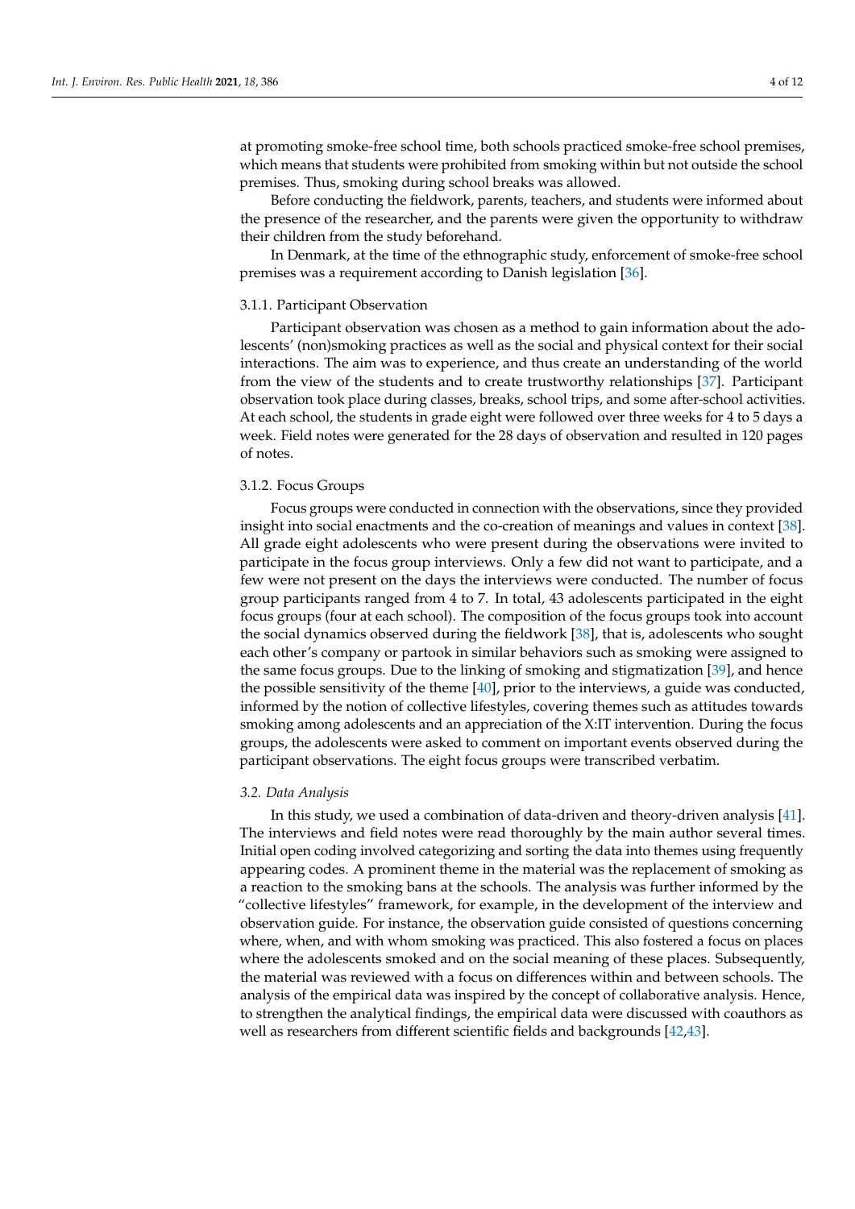at promoting smoke-free school time, both schools practiced smoke-free school premises, which means that students were prohibited from smoking within but not outside the school premises. Thus, smoking during school breaks was allowed.

Before conducting the fieldwork, parents, teachers, and students were informed about the presence of the researcher, and the parents were given the opportunity to withdraw their children from the study beforehand.

In Denmark, at the time of the ethnographic study, enforcement of smoke-free school premises was a requirement according to Danish legislation [36].

#### 3.1.1. Participant Observation

Participant observation was chosen as a method to gain information about the adolescents' (non)smoking practices as well as the social and physical context for their social interactions. The aim was to experience, and thus create an understanding of the world from the view of the students and to create trustworthy relationships [37]. Participant observation took place during classes, breaks, school trips, and some after-school activities. At each school, the students in grade eight were followed over three weeks for 4 to 5 days a week. Field notes were generated for the 28 days of observation and resulted in 120 pages of notes.

#### 3.1.2. Focus Groups

Focus groups were conducted in connection with the observations, since they provided insight into social enactments and the co-creation of meanings and values in context [38]. All grade eight adolescents who were present during the observations were invited to participate in the focus group interviews. Only a few did not want to participate, and a few were not present on the days the interviews were conducted. The number of focus group participants ranged from 4 to 7. In total, 43 adolescents participated in the eight focus groups (four at each school). The composition of the focus groups took into account the social dynamics observed during the fieldwork [38], that is, adolescents who sought each other's company or partook in similar behaviors such as smoking were assigned to the same focus groups. Due to the linking of smoking and stigmatization [39], and hence the possible sensitivity of the theme [40], prior to the interviews, a guide was conducted, informed by the notion of collective lifestyles, covering themes such as attitudes towards smoking among adolescents and an appreciation of the X:IT intervention. During the focus groups, the adolescents were asked to comment on important events observed during the participant observations. The eight focus groups were transcribed verbatim.

### *3.2. Data Analysis*

In this study, we used a combination of data-driven and theory-driven analysis [41]. The interviews and field notes were read thoroughly by the main author several times. Initial open coding involved categorizing and sorting the data into themes using frequently appearing codes. A prominent theme in the material was the replacement of smoking as a reaction to the smoking bans at the schools. The analysis was further informed by the "collective lifestyles" framework, for example, in the development of the interview and observation guide. For instance, the observation guide consisted of questions concerning where, when, and with whom smoking was practiced. This also fostered a focus on places where the adolescents smoked and on the social meaning of these places. Subsequently, the material was reviewed with a focus on differences within and between schools. The analysis of the empirical data was inspired by the concept of collaborative analysis. Hence, to strengthen the analytical findings, the empirical data were discussed with coauthors as well as researchers from different scientific fields and backgrounds [42,43].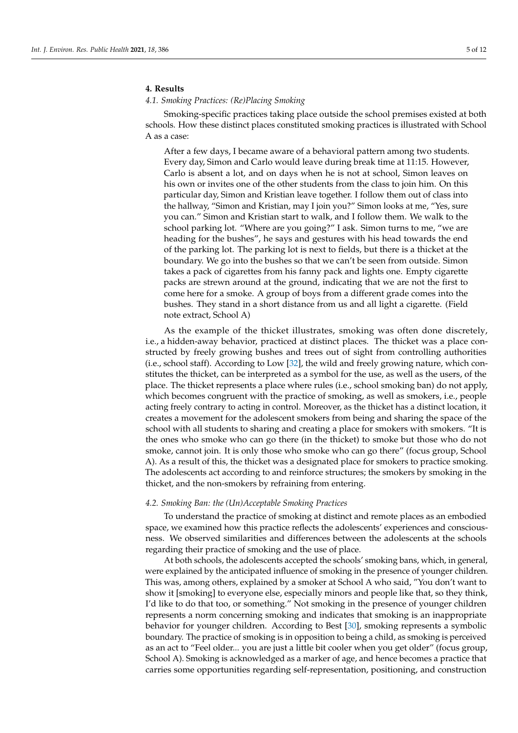## 4. Results

### 4.1. Smoking Practices: (Re)Placing Smoking

Smoking-specific practices taking place outside the school premises existed at both schools. How these distinct places constituted smoking practices is illustrated with School A as a case:

> After a few days, I became aware of a behavioral pattern among two students. Every day, Simon and Carlo would leave during break time at 11:15. However, Carlo is absent a lot, and on days when he is not at school, Simon leaves on his own or invites one of the other students from the class to join him. On this particular day, Simon and Kristian leave together. I follow them out of class into the hallway, "Simon and Kristian, may I join you?" Simon looks at me, "Yes, sure you can." Simon and Kristian start to walk, and I follow them. We walk to the school parking lot. "Where are you going?" I ask. Simon turns to me, "we are heading for the bushes", he says and gestures with his head towards the end of the parking lot. The parking lot is next to fields, but there is a thicket at the boundary. We go into the bushes so that we can't be seen from outside. Simon takes a pack of cigarettes from his fanny pack and lights one. Empty cigarette packs are strewn around at the ground, indicating that we are not the first to come here for a smoke. A group of boys from a different grade comes into the bushes. They stand in a short distance from us and all light a cigarette. (Field note extract, School A)

As the example of the thicket illustrates, smoking was often done discretely, i.e., a hidden-away behavior, practiced at distinct places. The thicket was a place constructed by freely growing bushes and trees out of sight from controlling authorities (i.e., school staff). According to Low [32], the wild and freely growing nature, which constitutes the thicket, can be interpreted as a symbol for the use, as well as the users, of the place. The thicket represents a place where rules (i.e., school smoking ban) do not apply, which becomes congruent with the practice of smoking, as well as smokers, i.e., people acting freely contrary to acting in control. Moreover, as the thicket has a distinct location, it creates a movement for the adolescent smokers from being and sharing the space of the school with all students to sharing and creating a place for smokers with smokers. "It is the ones who smoke who can go there (in the thicket) to smoke but those who do not smoke, cannot join. It is only those who smoke who can go there" (focus group, School A). As a result of this, the thicket was a designated place for smokers to practice smoking. The adolescents act according to and reinforce structures; the smokers by smoking in the thicket, and the non-smokers by refraining from entering.

### 4.2. Smoking Ban: the (Un)Acceptable Smoking Practices

To understand the practice of smoking at distinct and remote places as an embodied space, we examined how this practice reflects the adolescents' experiences and consciousness. We observed similarities and differences between the adolescents at the schools regarding their practice of smoking and the use of place.

At both schools, the adolescents accepted the schools' smoking bans, which, in general, were explained by the anticipated influence of smoking in the presence of younger children. This was, among others, explained by a smoker at School A who said, "You don't want to show it [smoking] to everyone else, especially minors and people like that, so they think, I'd like to do that too, or something." Not smoking in the presence of younger children represents a norm concerning smoking and indicates that smoking is an inappropriate behavior for younger children. According to Best [30], smoking represents a symbolic boundary. The practice of smoking is in opposition to being a child, as smoking is perceived as an act to "Feel older... you are just a little bit cooler when you get older" (focus group, School A). Smoking is acknowledged as a marker of age, and hence becomes a practice that carries some opportunities regarding self-representation, positioning, and construction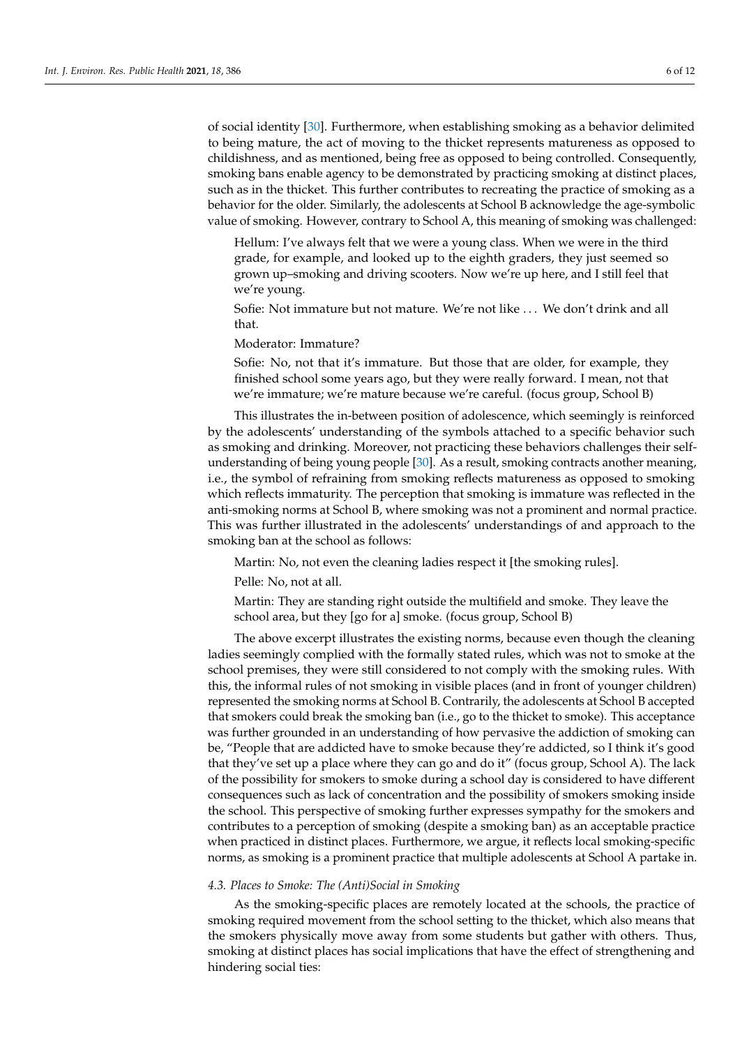of social identity [30]. Furthermore, when establishing smoking as a behavior delimited to being mature, the act of moving to the thicket represents matureness as opposed to childishness, and as mentioned, being free as opposed to being controlled. Consequently, smoking bans enable agency to be demonstrated by practicing smoking at distinct places, such as in the thicket. This further contributes to recreating the practice of smoking as a behavior for the older. Similarly, the adolescents at School B acknowledge the age-symbolic value of smoking. However, contrary to School A, this meaning of smoking was challenged:

> Hellum: I've always felt that we were a young class. When we were in the third grade, for example, and looked up to the eighth graders, they just seemed so grown up–smoking and driving scooters. Now we're up here, and I still feel that we're young.
>
> Sofie: Not immature but not mature. We're not like . . . We don't drink and all that.
>
> Moderator: Immature?
>
> Sofie: No, not that it's immature. But those that are older, for example, they finished school some years ago, but they were really forward. I mean, not that we're immature; we're mature because we're careful. (focus group, School B)

This illustrates the in-between position of adolescence, which seemingly is reinforced by the adolescents' understanding of the symbols attached to a specific behavior such as smoking and drinking. Moreover, not practicing these behaviors challenges their self-understanding of being young people [30]. As a result, smoking contracts another meaning, i.e., the symbol of refraining from smoking reflects matureness as opposed to smoking which reflects immaturity. The perception that smoking is immature was reflected in the anti-smoking norms at School B, where smoking was not a prominent and normal practice. This was further illustrated in the adolescents' understandings of and approach to the smoking ban at the school as follows:

> Martin: No, not even the cleaning ladies respect it [the smoking rules].
>
> Pelle: No, not at all.
>
> Martin: They are standing right outside the multifield and smoke. They leave the school area, but they [go for a] smoke. (focus group, School B)

The above excerpt illustrates the existing norms, because even though the cleaning ladies seemingly complied with the formally stated rules, which was not to smoke at the school premises, they were still considered to not comply with the smoking rules. With this, the informal rules of not smoking in visible places (and in front of younger children) represented the smoking norms at School B. Contrarily, the adolescents at School B accepted that smokers could break the smoking ban (i.e., go to the thicket to smoke). This acceptance was further grounded in an understanding of how pervasive the addiction of smoking can be, "People that are addicted have to smoke because they're addicted, so I think it's good that they've set up a place where they can go and do it" (focus group, School A). The lack of the possibility for smokers to smoke during a school day is considered to have different consequences such as lack of concentration and the possibility of smokers smoking inside the school. This perspective of smoking further expresses sympathy for the smokers and contributes to a perception of smoking (despite a smoking ban) as an acceptable practice when practiced in distinct places. Furthermore, we argue, it reflects local smoking-specific norms, as smoking is a prominent practice that multiple adolescents at School A partake in.

### *4.3. Places to Smoke: The (Anti)Social in Smoking*

As the smoking-specific places are remotely located at the schools, the practice of smoking required movement from the school setting to the thicket, which also means that the smokers physically move away from some students but gather with others. Thus, smoking at distinct places has social implications that have the effect of strengthening and hindering social ties: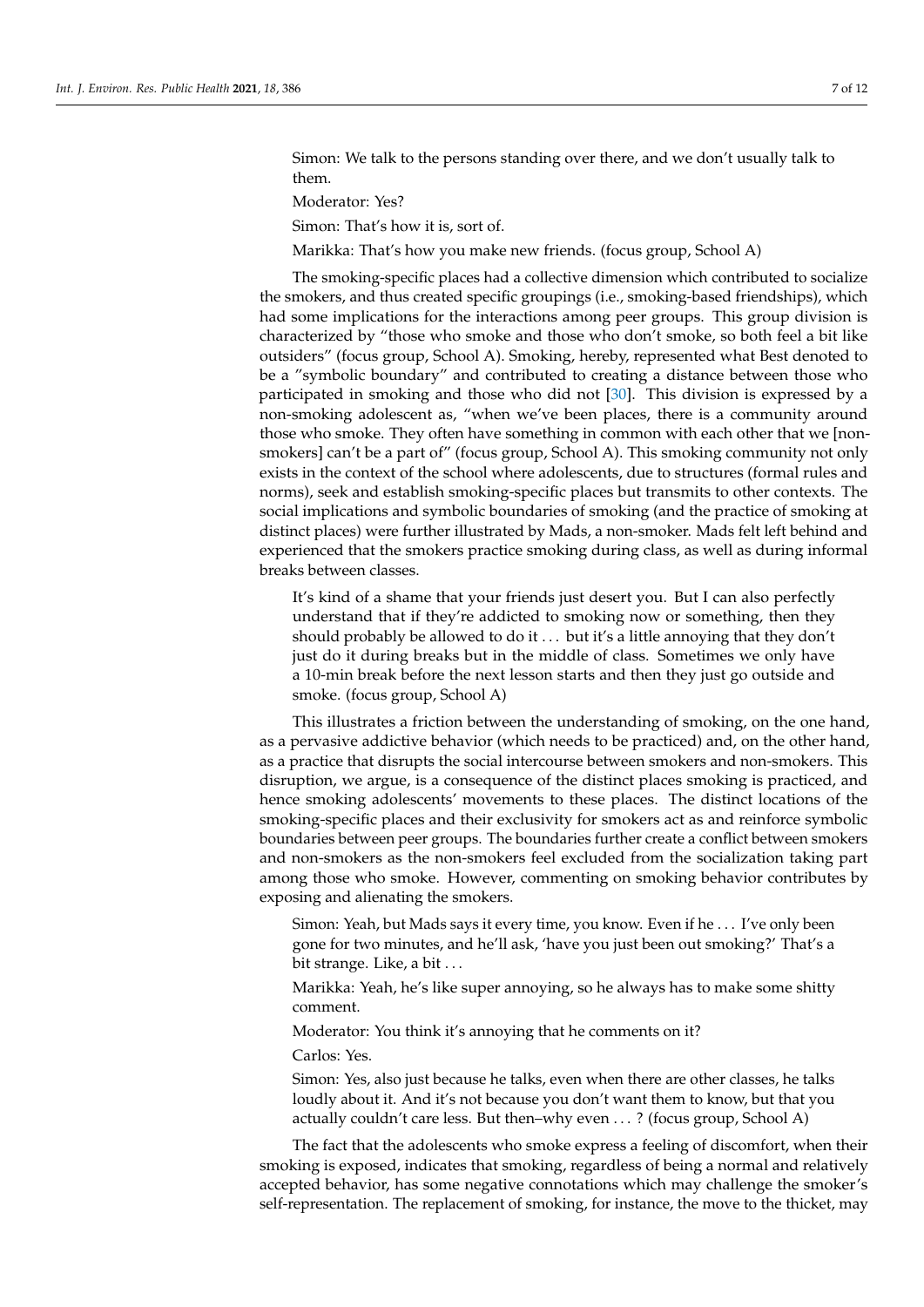Simon: We talk to the persons standing over there, and we don't usually talk to them.

Moderator: Yes?

Simon: That's how it is, sort of.

Marikka: That's how you make new friends. (focus group, School A)

The smoking-specific places had a collective dimension which contributed to socialize the smokers, and thus created specific groupings (i.e., smoking-based friendships), which had some implications for the interactions among peer groups. This group division is characterized by "those who smoke and those who don't smoke, so both feel a bit like outsiders" (focus group, School A). Smoking, hereby, represented what Best denoted to be a "symbolic boundary" and contributed to creating a distance between those who participated in smoking and those who did not [30]. This division is expressed by a non-smoking adolescent as, "when we've been places, there is a community around those who smoke. They often have something in common with each other that we [non-smokers] can't be a part of" (focus group, School A). This smoking community not only exists in the context of the school where adolescents, due to structures (formal rules and norms), seek and establish smoking-specific places but transmits to other contexts. The social implications and symbolic boundaries of smoking (and the practice of smoking at distinct places) were further illustrated by Mads, a non-smoker. Mads felt left behind and experienced that the smokers practice smoking during class, as well as during informal breaks between classes.

> It's kind of a shame that your friends just desert you. But I can also perfectly understand that if they're addicted to smoking now or something, then they should probably be allowed to do it ... but it's a little annoying that they don't just do it during breaks but in the middle of class. Sometimes we only have a 10-min break before the next lesson starts and then they just go outside and smoke. (focus group, School A)

This illustrates a friction between the understanding of smoking, on the one hand, as a pervasive addictive behavior (which needs to be practiced) and, on the other hand, as a practice that disrupts the social intercourse between smokers and non-smokers. This disruption, we argue, is a consequence of the distinct places smoking is practiced, and hence smoking adolescents' movements to these places. The distinct locations of the smoking-specific places and their exclusivity for smokers act as and reinforce symbolic boundaries between peer groups. The boundaries further create a conflict between smokers and non-smokers as the non-smokers feel excluded from the socialization taking part among those who smoke. However, commenting on smoking behavior contributes by exposing and alienating the smokers.

Simon: Yeah, but Mads says it every time, you know. Even if he ... I've only been gone for two minutes, and he'll ask, 'have you just been out smoking?' That's a bit strange. Like, a bit ...

Marikka: Yeah, he's like super annoying, so he always has to make some shitty comment.

Moderator: You think it's annoying that he comments on it?

Carlos: Yes.

Simon: Yes, also just because he talks, even when there are other classes, he talks loudly about it. And it's not because you don't want them to know, but that you actually couldn't care less. But then–why even ... ? (focus group, School A)

The fact that the adolescents who smoke express a feeling of discomfort, when their smoking is exposed, indicates that smoking, regardless of being a normal and relatively accepted behavior, has some negative connotations which may challenge the smoker's self-representation. The replacement of smoking, for instance, the move to the thicket, may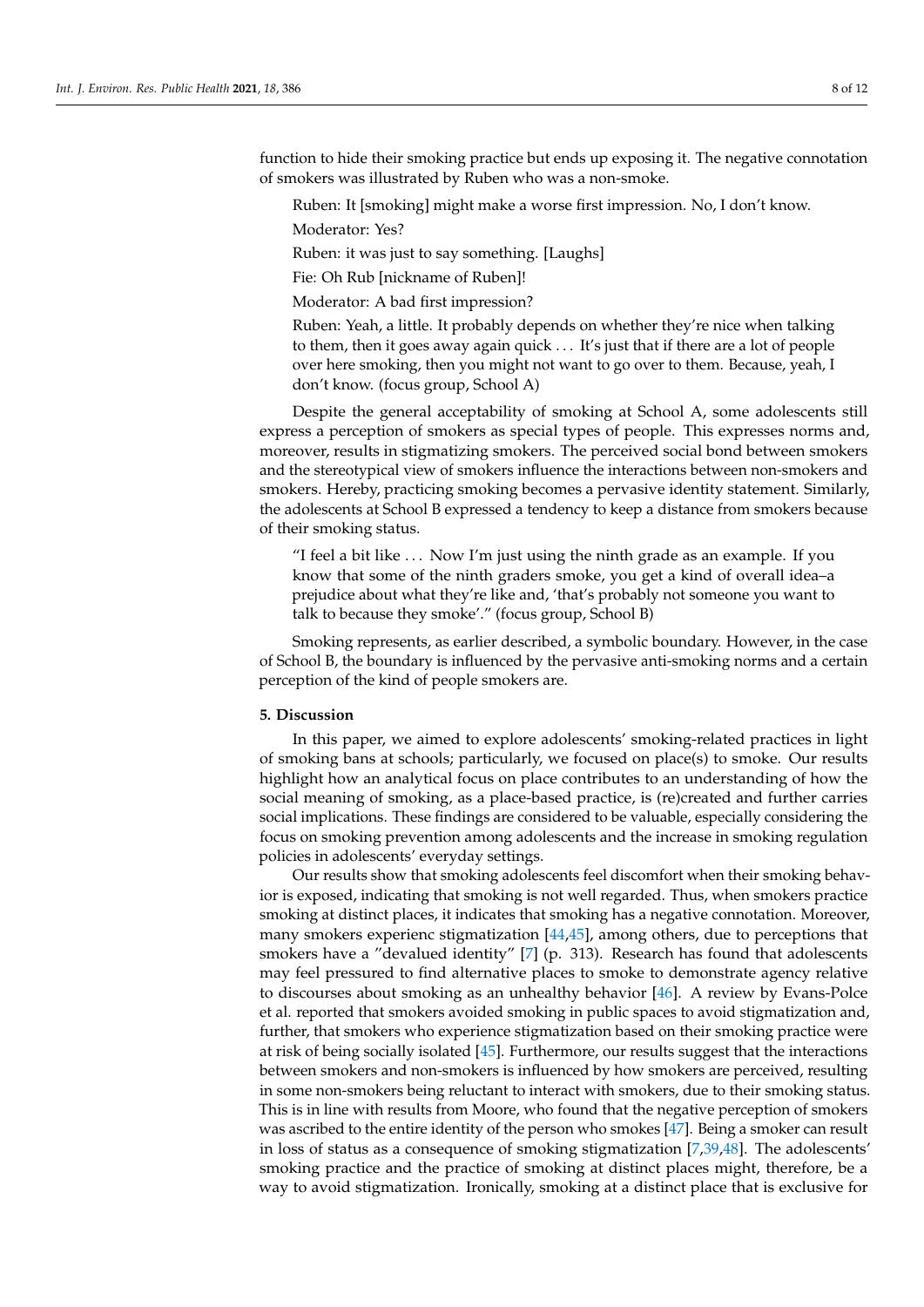function to hide their smoking practice but ends up exposing it. The negative connotation of smokers was illustrated by Ruben who was a non-smoke.

> Ruben: It [smoking] might make a worse first impression. No, I don't know.
>
> Moderator: Yes?
>
> Ruben: it was just to say something. [Laughs]
>
> Fie: Oh Rub [nickname of Ruben]!
>
> Moderator: A bad first impression?
>
> Ruben: Yeah, a little. It probably depends on whether they're nice when talking to them, then it goes away again quick ... It's just that if there are a lot of people over here smoking, then you might not want to go over to them. Because, yeah, I don't know. (focus group, School A)

Despite the general acceptability of smoking at School A, some adolescents still express a perception of smokers as special types of people. This expresses norms and, moreover, results in stigmatizing smokers. The perceived social bond between smokers and the stereotypical view of smokers influence the interactions between non-smokers and smokers. Hereby, practicing smoking becomes a pervasive identity statement. Similarly, the adolescents at School B expressed a tendency to keep a distance from smokers because of their smoking status.

> "I feel a bit like ... Now I'm just using the ninth grade as an example. If you know that some of the ninth graders smoke, you get a kind of overall idea–a prejudice about what they're like and, 'that's probably not someone you want to talk to because they smoke'." (focus group, School B)

Smoking represents, as earlier described, a symbolic boundary. However, in the case of School B, the boundary is influenced by the pervasive anti-smoking norms and a certain perception of the kind of people smokers are.

## 5. Discussion

In this paper, we aimed to explore adolescents' smoking-related practices in light of smoking bans at schools; particularly, we focused on place(s) to smoke. Our results highlight how an analytical focus on place contributes to an understanding of how the social meaning of smoking, as a place-based practice, is (re)created and further carries social implications. These findings are considered to be valuable, especially considering the focus on smoking prevention among adolescents and the increase in smoking regulation policies in adolescents' everyday settings.

Our results show that smoking adolescents feel discomfort when their smoking behavior is exposed, indicating that smoking is not well regarded. Thus, when smokers practice smoking at distinct places, it indicates that smoking has a negative connotation. Moreover, many smokers experienc stigmatization [44,45], among others, due to perceptions that smokers have a "devalued identity" [7] (p. 313). Research has found that adolescents may feel pressured to find alternative places to smoke to demonstrate agency relative to discourses about smoking as an unhealthy behavior [46]. A review by Evans-Polce et al. reported that smokers avoided smoking in public spaces to avoid stigmatization and, further, that smokers who experience stigmatization based on their smoking practice were at risk of being socially isolated [45]. Furthermore, our results suggest that the interactions between smokers and non-smokers is influenced by how smokers are perceived, resulting in some non-smokers being reluctant to interact with smokers, due to their smoking status. This is in line with results from Moore, who found that the negative perception of smokers was ascribed to the entire identity of the person who smokes [47]. Being a smoker can result in loss of status as a consequence of smoking stigmatization [7,39,48]. The adolescents' smoking practice and the practice of smoking at distinct places might, therefore, be a way to avoid stigmatization. Ironically, smoking at a distinct place that is exclusive for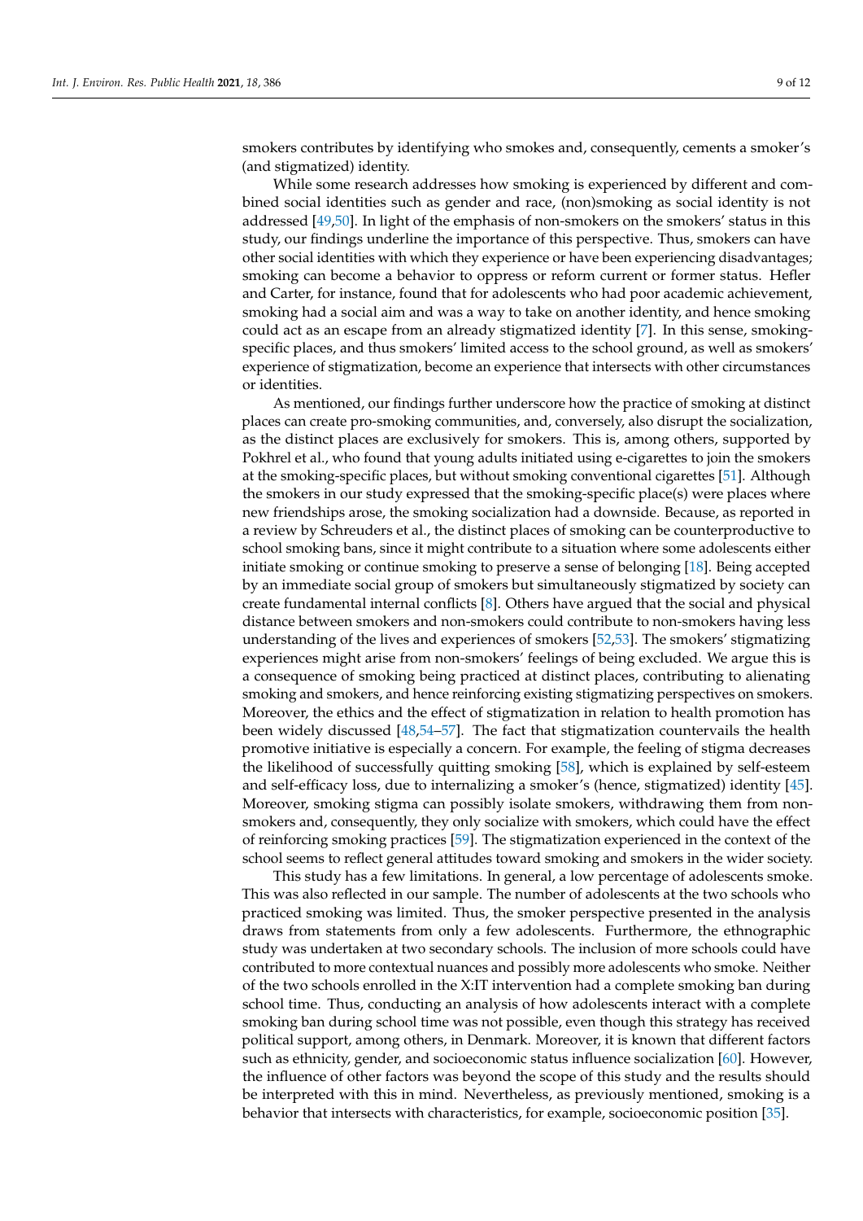smokers contributes by identifying who smokes and, consequently, cements a smoker's (and stigmatized) identity.

While some research addresses how smoking is experienced by different and combined social identities such as gender and race, (non)smoking as social identity is not addressed [49,50]. In light of the emphasis of non-smokers on the smokers' status in this study, our findings underline the importance of this perspective. Thus, smokers can have other social identities with which they experience or have been experiencing disadvantages; smoking can become a behavior to oppress or reform current or former status. Hefler and Carter, for instance, found that for adolescents who had poor academic achievement, smoking had a social aim and was a way to take on another identity, and hence smoking could act as an escape from an already stigmatized identity [7]. In this sense, smoking-specific places, and thus smokers' limited access to the school ground, as well as smokers' experience of stigmatization, become an experience that intersects with other circumstances or identities.

As mentioned, our findings further underscore how the practice of smoking at distinct places can create pro-smoking communities, and, conversely, also disrupt the socialization, as the distinct places are exclusively for smokers. This is, among others, supported by Pokhrel et al., who found that young adults initiated using e-cigarettes to join the smokers at the smoking-specific places, but without smoking conventional cigarettes [51]. Although the smokers in our study expressed that the smoking-specific place(s) were places where new friendships arose, the smoking socialization had a downside. Because, as reported in a review by Schreuders et al., the distinct places of smoking can be counterproductive to school smoking bans, since it might contribute to a situation where some adolescents either initiate smoking or continue smoking to preserve a sense of belonging [18]. Being accepted by an immediate social group of smokers but simultaneously stigmatized by society can create fundamental internal conflicts [8]. Others have argued that the social and physical distance between smokers and non-smokers could contribute to non-smokers having less understanding of the lives and experiences of smokers [52,53]. The smokers' stigmatizing experiences might arise from non-smokers' feelings of being excluded. We argue this is a consequence of smoking being practiced at distinct places, contributing to alienating smoking and smokers, and hence reinforcing existing stigmatizing perspectives on smokers. Moreover, the ethics and the effect of stigmatization in relation to health promotion has been widely discussed [48,54–57]. The fact that stigmatization countervails the health promotive initiative is especially a concern. For example, the feeling of stigma decreases the likelihood of successfully quitting smoking [58], which is explained by self-esteem and self-efficacy loss, due to internalizing a smoker's (hence, stigmatized) identity [45]. Moreover, smoking stigma can possibly isolate smokers, withdrawing them from non-smokers and, consequently, they only socialize with smokers, which could have the effect of reinforcing smoking practices [59]. The stigmatization experienced in the context of the school seems to reflect general attitudes toward smoking and smokers in the wider society.

This study has a few limitations. In general, a low percentage of adolescents smoke. This was also reflected in our sample. The number of adolescents at the two schools who practiced smoking was limited. Thus, the smoker perspective presented in the analysis draws from statements from only a few adolescents. Furthermore, the ethnographic study was undertaken at two secondary schools. The inclusion of more schools could have contributed to more contextual nuances and possibly more adolescents who smoke. Neither of the two schools enrolled in the X:IT intervention had a complete smoking ban during school time. Thus, conducting an analysis of how adolescents interact with a complete smoking ban during school time was not possible, even though this strategy has received political support, among others, in Denmark. Moreover, it is known that different factors such as ethnicity, gender, and socioeconomic status influence socialization [60]. However, the influence of other factors was beyond the scope of this study and the results should be interpreted with this in mind. Nevertheless, as previously mentioned, smoking is a behavior that intersects with characteristics, for example, socioeconomic position [35].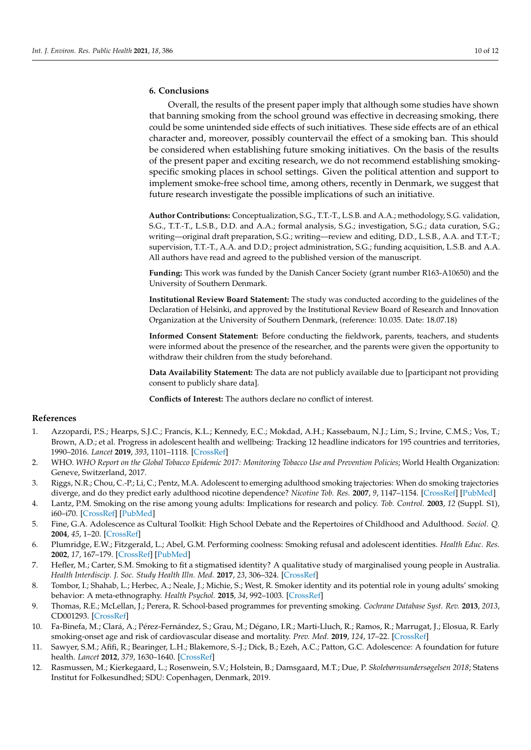## 6. Conclusions

Overall, the results of the present paper imply that although some studies have shown that banning smoking from the school ground was effective in decreasing smoking, there could be some unintended side effects of such initiatives. These side effects are of an ethical character and, moreover, possibly countervail the effect of a smoking ban. This should be considered when establishing future smoking initiatives. On the basis of the results of the present paper and exciting research, we do not recommend establishing smoking-specific smoking places in school settings. Given the political attention and support to implement smoke-free school time, among others, recently in Denmark, we suggest that future research investigate the possible implications of such an initiative.

**Author Contributions:** Conceptualization, S.G., T.T.-T., L.S.B. and A.A.; methodology, S.G. validation, S.G., T.T.-T., L.S.B., D.D. and A.A.; formal analysis, S.G.; investigation, S.G.; data curation, S.G.; writing—original draft preparation, S.G.; writing—review and editing, D.D., L.S.B., A.A. and T.T.-T.; supervision, T.T.-T., A.A. and D.D.; project administration, S.G.; funding acquisition, L.S.B. and A.A. All authors have read and agreed to the published version of the manuscript.

**Funding:** This work was funded by the Danish Cancer Society (grant number R163-A10650) and the University of Southern Denmark.

**Institutional Review Board Statement:** The study was conducted according to the guidelines of the Declaration of Helsinki, and approved by the Institutional Review Board of Research and Innovation Organization at the University of Southern Denmark, (reference: 10.035. Date: 18.07.18)

**Informed Consent Statement:** Before conducting the fieldwork, parents, teachers, and students were informed about the presence of the researcher, and the parents were given the opportunity to withdraw their children from the study beforehand.

**Data Availability Statement:** The data are not publicly available due to [participant not providing consent to publicly share data].

**Conflicts of Interest:** The authors declare no conflict of interest.

## References

1. Azzopardi, P.S.; Hearps, S.J.C.; Francis, K.L.; Kennedy, E.C.; Mokdad, A.H.; Kassebaum, N.J.; Lim, S.; Irvine, C.M.S.; Vos, T.; Brown, A.D.; et al. Progress in adolescent health and wellbeing: Tracking 12 headline indicators for 195 countries and territories, 1990–2016. *Lancet* **2019**, *393*, 1101–1118. [CrossRef]
2. WHO. *WHO Report on the Global Tobacco Epidemic 2017: Monitoring Tobacco Use and Prevention Policies*; World Health Organization: Geneve, Switzerland, 2017.
3. Riggs, N.R.; Chou, C.-P.; Li, C.; Pentz, M.A. Adolescent to emerging adulthood smoking trajectories: When do smoking trajectories diverge, and do they predict early adulthood nicotine dependence? *Nicotine Tob. Res.* **2007**, *9*, 1147–1154. [CrossRef] [PubMed]
4. Lantz, P.M. Smoking on the rise among young adults: Implications for research and policy. *Tob. Control.* **2003**, *12* (Suppl. S1), i60–i70. [CrossRef] [PubMed]
5. Fine, G.A. Adolescence as Cultural Toolkit: High School Debate and the Repertoires of Childhood and Adulthood. *Sociol. Q.* **2004**, *45*, 1–20. [CrossRef]
6. Plumridge, E.W.; Fitzgerald, L.; Abel, G.M. Performing coolness: Smoking refusal and adolescent identities. *Health Educ. Res.* **2002**, *17*, 167–179. [CrossRef] [PubMed]
7. Hefler, M.; Carter, S.M. Smoking to fit a stigmatised identity? A qualitative study of marginalised young people in Australia. *Health Interdiscip. J. Soc. Study Health Illn. Med.* **2017**, *23*, 306–324. [CrossRef]
8. Tombor, I.; Shahab, L.; Herbec, A.; Neale, J.; Michie, S.; West, R. Smoker identity and its potential role in young adults' smoking behavior: A meta-ethnography. *Health Psychol.* **2015**, *34*, 992–1003. [CrossRef]
9. Thomas, R.E.; McLellan, J.; Perera, R. School-based programmes for preventing smoking. *Cochrane Database Syst. Rev.* **2013**, *2013*, CD001293. [CrossRef]
10. Fa-Binefa, M.; Clará, A.; Pérez-Fernández, S.; Grau, M.; Dégano, I.R.; Marti-Lluch, R.; Ramos, R.; Marrugat, J.; Elosua, R. Early smoking-onset age and risk of cardiovascular disease and mortality. *Prev. Med.* **2019**, *124*, 17–22. [CrossRef]
11. Sawyer, S.M.; Afifi, R.; Bearinger, L.H.; Blakemore, S.-J.; Dick, B.; Ezeh, A.C.; Patton, G.C. Adolescence: A foundation for future health. *Lancet* **2012**, *379*, 1630–1640. [CrossRef]
12. Rasmussen, M.; Kierkegaard, L.; Rosenwein, S.V.; Holstein, B.; Damsgaard, M.T.; Due, P. *Skolebørnsundersøgelsen 2018*; Statens Institut for Folkesundhed; SDU: Copenhagen, Denmark, 2019.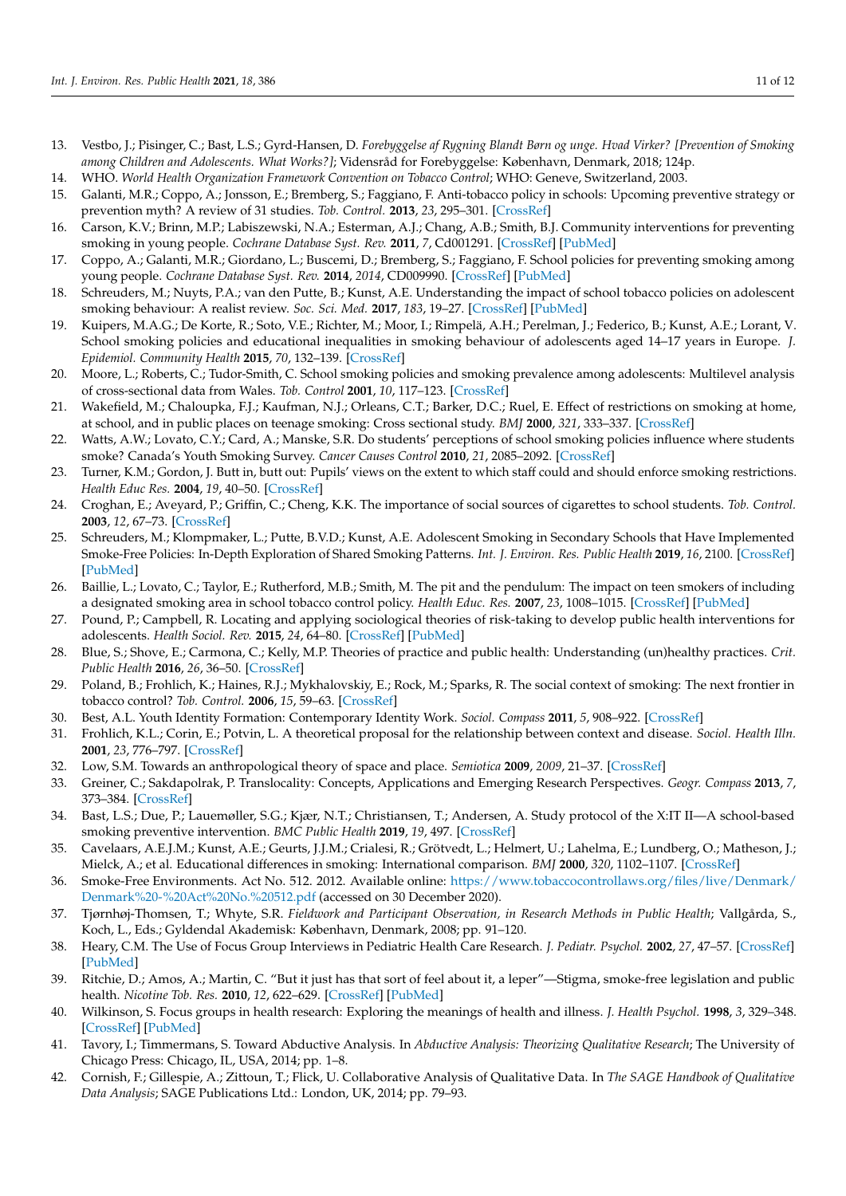13. Vestbo, J.; Pisinger, C.; Bast, L.S.; Gyrd-Hansen, D. *Forebyggelse af Rygning Blandt Børn og unge. Hvad Virker? [Prevention of Smoking among Children and Adolescents. What Works?]*; Vidensråd for Forebyggelse: København, Denmark, 2018; 124p.
14. WHO. *World Health Organization Framework Convention on Tobacco Control*; WHO: Geneve, Switzerland, 2003.
15. Galanti, M.R.; Coppo, A.; Jonsson, E.; Bremberg, S.; Faggiano, F. Anti-tobacco policy in schools: Upcoming preventive strategy or prevention myth? A review of 31 studies. *Tob. Control.* **2013**, *23*, 295–301. [CrossRef]
16. Carson, K.V.; Brinn, M.P.; Labiszewski, N.A.; Esterman, A.J.; Chang, A.B.; Smith, B.J. Community interventions for preventing smoking in young people. *Cochrane Database Syst. Rev.* **2011**, *7*, Cd001291. [CrossRef] [PubMed]
17. Coppo, A.; Galanti, M.R.; Giordano, L.; Buscemi, D.; Bremberg, S.; Faggiano, F. School policies for preventing smoking among young people. *Cochrane Database Syst. Rev.* **2014**, *2014*, CD009990. [CrossRef] [PubMed]
18. Schreuders, M.; Nuyts, P.A.; van den Putte, B.; Kunst, A.E. Understanding the impact of school tobacco policies on adolescent smoking behaviour: A realist review. *Soc. Sci. Med.* **2017**, *183*, 19–27. [CrossRef] [PubMed]
19. Kuipers, M.A.G.; De Korte, R.; Soto, V.E.; Richter, M.; Moor, I.; Rimpelä, A.H.; Perelman, J.; Federico, B.; Kunst, A.E.; Lorant, V. School smoking policies and educational inequalities in smoking behaviour of adolescents aged 14–17 years in Europe. *J. Epidemiol. Community Health* **2015**, *70*, 132–139. [CrossRef]
20. Moore, L.; Roberts, C.; Tudor-Smith, C. School smoking policies and smoking prevalence among adolescents: Multilevel analysis of cross-sectional data from Wales. *Tob. Control* **2001**, *10*, 117–123. [CrossRef]
21. Wakefield, M.; Chaloupka, F.J.; Kaufman, N.J.; Orleans, C.T.; Barker, D.C.; Ruel, E. Effect of restrictions on smoking at home, at school, and in public places on teenage smoking: Cross sectional study. *BMJ* **2000**, *321*, 333–337. [CrossRef]
22. Watts, A.W.; Lovato, C.Y.; Card, A.; Manske, S.R. Do students' perceptions of school smoking policies influence where students smoke? Canada's Youth Smoking Survey. *Cancer Causes Control* **2010**, *21*, 2085–2092. [CrossRef]
23. Turner, K.M.; Gordon, J. Butt in, butt out: Pupils' views on the extent to which staff could and should enforce smoking restrictions. *Health Educ Res.* **2004**, *19*, 40–50. [CrossRef]
24. Croghan, E.; Aveyard, P.; Griffin, C.; Cheng, K.K. The importance of social sources of cigarettes to school students. *Tob. Control.* **2003**, *12*, 67–73. [CrossRef]
25. Schreuders, M.; Klompmaker, L.; Putte, B.V.D.; Kunst, A.E. Adolescent Smoking in Secondary Schools that Have Implemented Smoke-Free Policies: In-Depth Exploration of Shared Smoking Patterns. *Int. J. Environ. Res. Public Health* **2019**, *16*, 2100. [CrossRef] [PubMed]
26. Baillie, L.; Lovato, C.; Taylor, E.; Rutherford, M.B.; Smith, M. The pit and the pendulum: The impact on teen smokers of including a designated smoking area in school tobacco control policy. *Health Educ. Res.* **2007**, *23*, 1008–1015. [CrossRef] [PubMed]
27. Pound, P.; Campbell, R. Locating and applying sociological theories of risk-taking to develop public health interventions for adolescents. *Health Sociol. Rev.* **2015**, *24*, 64–80. [CrossRef] [PubMed]
28. Blue, S.; Shove, E.; Carmona, C.; Kelly, M.P. Theories of practice and public health: Understanding (un)healthy practices. *Crit. Public Health* **2016**, *26*, 36–50. [CrossRef]
29. Poland, B.; Frohlich, K.; Haines, R.J.; Mykhalovskiy, E.; Rock, M.; Sparks, R. The social context of smoking: The next frontier in tobacco control? *Tob. Control.* **2006**, *15*, 59–63. [CrossRef]
30. Best, A.L. Youth Identity Formation: Contemporary Identity Work. *Sociol. Compass* **2011**, *5*, 908–922. [CrossRef]
31. Frohlich, K.L.; Corin, E.; Potvin, L. A theoretical proposal for the relationship between context and disease. *Sociol. Health Illn.* **2001**, *23*, 776–797. [CrossRef]
32. Low, S.M. Towards an anthropological theory of space and place. *Semiotica* **2009**, *2009*, 21–37. [CrossRef]
33. Greiner, C.; Sakdapolrak, P. Translocality: Concepts, Applications and Emerging Research Perspectives. *Geogr. Compass* **2013**, *7*, 373–384. [CrossRef]
34. Bast, L.S.; Due, P.; Lauemøller, S.G.; Kjær, N.T.; Christiansen, T.; Andersen, A. Study protocol of the X:IT II—A school-based smoking preventive intervention. *BMC Public Health* **2019**, *19*, 497. [CrossRef]
35. Cavelaars, A.E.J.M.; Kunst, A.E.; Geurts, J.J.M.; Crialesi, R.; Grötvedt, L.; Helmert, U.; Lahelma, E.; Lundberg, O.; Matheson, J.; Mielck, A.; et al. Educational differences in smoking: International comparison. *BMJ* **2000**, *320*, 1102–1107. [CrossRef]
36. Smoke-Free Environments. Act No. 512. 2012. Available online: https://www.tobaccocontrollaws.org/files/live/Denmark/Denmark%20-%20Act%20No.%20512.pdf (accessed on 30 December 2020).
37. Tjørnhøj-Thomsen, T.; Whyte, S.R. *Fieldwork and Participant Observation, in Research Methods in Public Health*; Vallgårda, S., Koch, L., Eds.; Gyldendal Akademisk: København, Denmark, 2008; pp. 91–120.
38. Heary, C.M. The Use of Focus Group Interviews in Pediatric Health Care Research. *J. Pediatr. Psychol.* **2002**, *27*, 47–57. [CrossRef] [PubMed]
39. Ritchie, D.; Amos, A.; Martin, C. "But it just has that sort of feel about it, a leper"—Stigma, smoke-free legislation and public health. *Nicotine Tob. Res.* **2010**, *12*, 622–629. [CrossRef] [PubMed]
40. Wilkinson, S. Focus groups in health research: Exploring the meanings of health and illness. *J. Health Psychol.* **1998**, *3*, 329–348. [CrossRef] [PubMed]
41. Tavory, I.; Timmermans, S. Toward Abductive Analysis. In *Abductive Analysis: Theorizing Qualitative Research*; The University of Chicago Press: Chicago, IL, USA, 2014; pp. 1–8.
42. Cornish, F.; Gillespie, A.; Zittoun, T.; Flick, U. Collaborative Analysis of Qualitative Data. In *The SAGE Handbook of Qualitative Data Analysis*; SAGE Publications Ltd.: London, UK, 2014; pp. 79–93.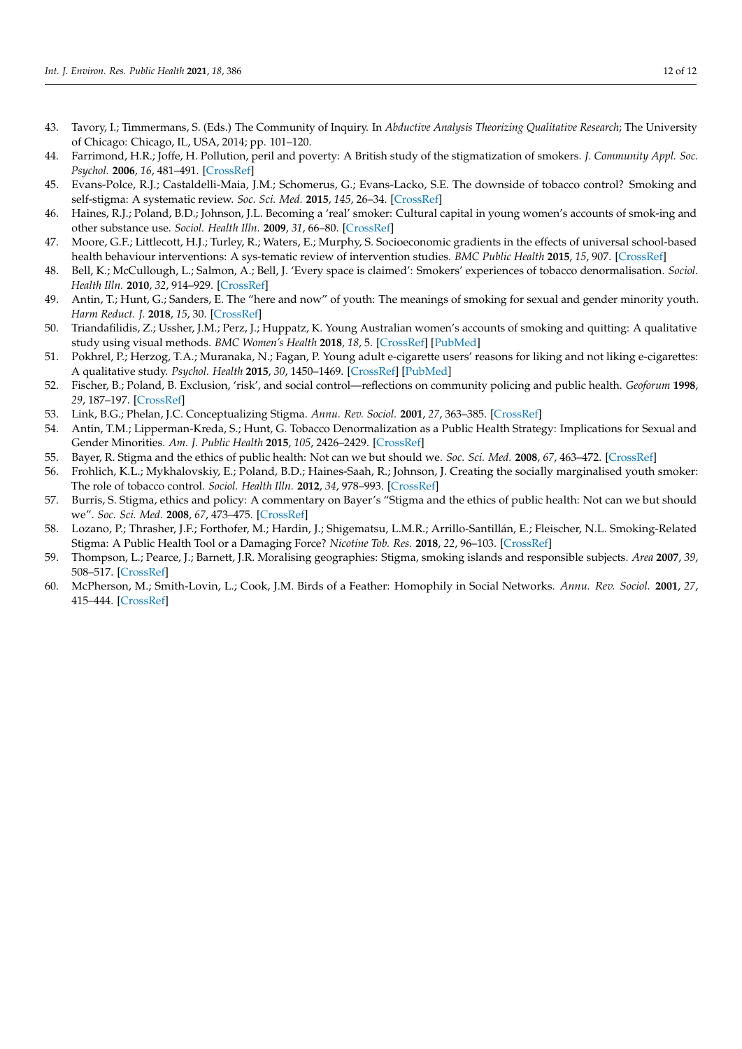43. Tavory, I.; Timmermans, S. (Eds.) The Community of Inquiry. In *Abductive Analysis Theorizing Qualitative Research*; The University of Chicago: Chicago, IL, USA, 2014; pp. 101–120.
44. Farrimond, H.R.; Joffe, H. Pollution, peril and poverty: A British study of the stigmatization of smokers. *J. Community Appl. Soc. Psychol.* **2006**, *16*, 481–491. [CrossRef]
45. Evans-Polce, R.J.; Castaldelli-Maia, J.M.; Schomerus, G.; Evans-Lacko, S.E. The downside of tobacco control? Smoking and self-stigma: A systematic review. *Soc. Sci. Med.* **2015**, *145*, 26–34. [CrossRef]
46. Haines, R.J.; Poland, B.D.; Johnson, J.L. Becoming a 'real' smoker: Cultural capital in young women's accounts of smok-ing and other substance use. *Sociol. Health Illn.* **2009**, *31*, 66–80. [CrossRef]
47. Moore, G.F.; Littlecott, H.J.; Turley, R.; Waters, E.; Murphy, S. Socioeconomic gradients in the effects of universal school-based health behaviour interventions: A sys-tematic review of intervention studies. *BMC Public Health* **2015**, *15*, 907. [CrossRef]
48. Bell, K.; McCullough, L.; Salmon, A.; Bell, J. 'Every space is claimed': Smokers' experiences of tobacco denormalisation. *Sociol. Health Illn.* **2010**, *32*, 914–929. [CrossRef]
49. Antin, T.; Hunt, G.; Sanders, E. The "here and now" of youth: The meanings of smoking for sexual and gender minority youth. *Harm Reduct. J.* **2018**, *15*, 30. [CrossRef]
50. Triandafilidis, Z.; Ussher, J.M.; Perz, J.; Huppatz, K. Young Australian women's accounts of smoking and quitting: A qualitative study using visual methods. *BMC Women's Health* **2018**, *18*, 5. [CrossRef] [PubMed]
51. Pokhrel, P.; Herzog, T.A.; Muranaka, N.; Fagan, P. Young adult e-cigarette users' reasons for liking and not liking e-cigarettes: A qualitative study. *Psychol. Health* **2015**, *30*, 1450–1469. [CrossRef] [PubMed]
52. Fischer, B.; Poland, B. Exclusion, 'risk', and social control—reflections on community policing and public health. *Geoforum* **1998**, *29*, 187–197. [CrossRef]
53. Link, B.G.; Phelan, J.C. Conceptualizing Stigma. *Annu. Rev. Sociol.* **2001**, *27*, 363–385. [CrossRef]
54. Antin, T.M.; Lipperman-Kreda, S.; Hunt, G. Tobacco Denormalization as a Public Health Strategy: Implications for Sexual and Gender Minorities. *Am. J. Public Health* **2015**, *105*, 2426–2429. [CrossRef]
55. Bayer, R. Stigma and the ethics of public health: Not can we but should we. *Soc. Sci. Med.* **2008**, *67*, 463–472. [CrossRef]
56. Frohlich, K.L.; Mykhalovskiy, E.; Poland, B.D.; Haines-Saah, R.; Johnson, J. Creating the socially marginalised youth smoker: The role of tobacco control. *Sociol. Health Illn.* **2012**, *34*, 978–993. [CrossRef]
57. Burris, S. Stigma, ethics and policy: A commentary on Bayer's "Stigma and the ethics of public health: Not can we but should we". *Soc. Sci. Med.* **2008**, *67*, 473–475. [CrossRef]
58. Lozano, P.; Thrasher, J.F.; Forthofer, M.; Hardin, J.; Shigematsu, L.M.R.; Arrillo-Santillán, E.; Fleischer, N.L. Smoking-Related Stigma: A Public Health Tool or a Damaging Force? *Nicotine Tob. Res.* **2018**, *22*, 96–103. [CrossRef]
59. Thompson, L.; Pearce, J.; Barnett, J.R. Moralising geographies: Stigma, smoking islands and responsible subjects. *Area* **2007**, *39*, 508–517. [CrossRef]
60. McPherson, M.; Smith-Lovin, L.; Cook, J.M. Birds of a Feather: Homophily in Social Networks. *Annu. Rev. Sociol.* **2001**, *27*, 415–444. [CrossRef]